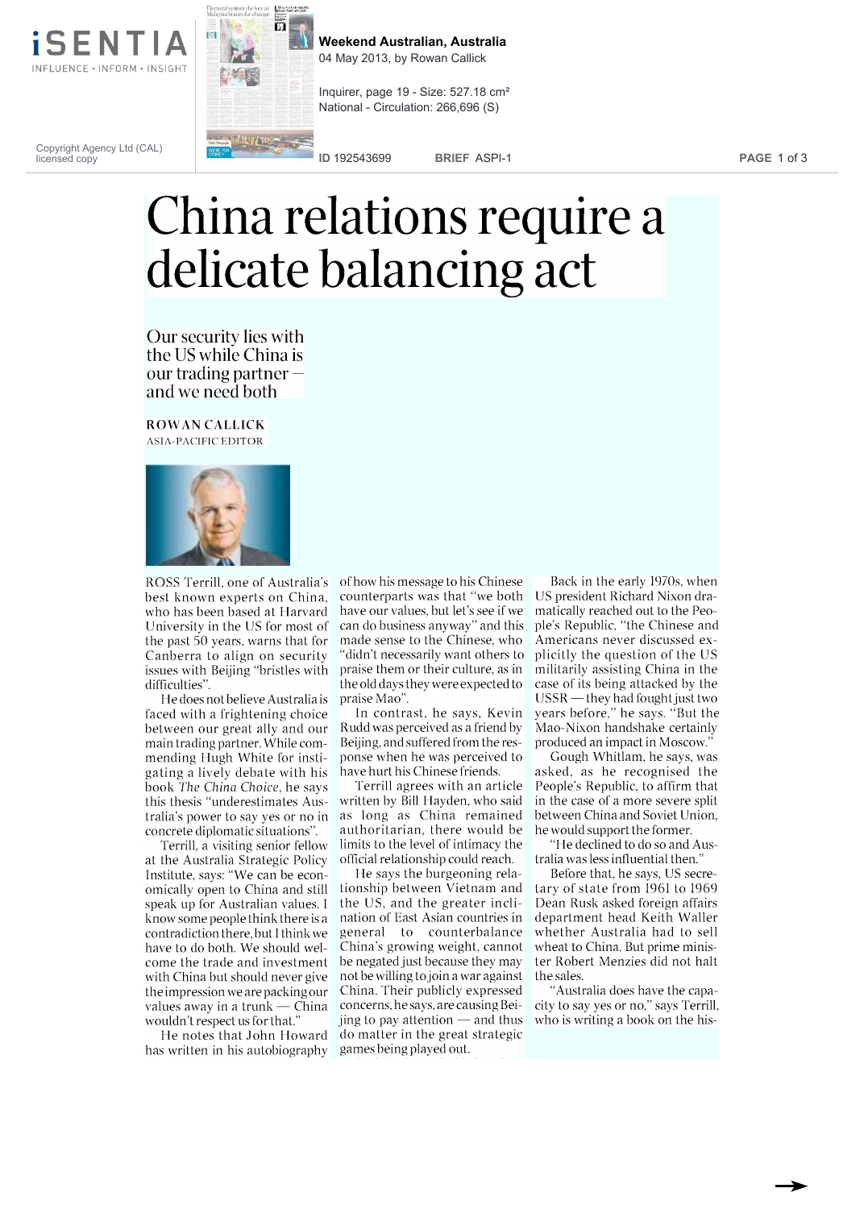# China relations require a delicate balancing act

## Our security lies with the US while China is our trading partner — and we need both

**ROWAN CALLICK**
ASIA-PACIFIC EDITOR

ROSS Terrill, one of Australia's best known experts on China, who has been based at Harvard University in the US for most of the past 50 years, warns that for Canberra to align on security issues with Beijing "bristles with difficulties".

He does not believe Australia is faced with a frightening choice between our great ally and our main trading partner. While commending Hugh White for instigating a lively debate with his book *The China Choice*, he says this thesis "underestimates Australia's power to say yes or no in concrete diplomatic situations".

Terrill, a visiting senior fellow at the Australia Strategic Policy Institute, says: "We can be economically open to China and still speak up for Australian values. I know some people think there is a contradiction there, but I think we have to do both. We should welcome the trade and investment with China but should never give the impression we are packing our values away in a trunk — China wouldn't respect us for that."

He notes that John Howard has written in his autobiography of how his message to his Chinese counterparts was that "we both have our values, but let's see if we can do business anyway" and this made sense to the Chinese, who "didn't necessarily want others to praise them or their culture, as in the old days they were expected to praise Mao".

In contrast, he says, Kevin Rudd was perceived as a friend by Beijing, and suffered from the response when he was perceived to have hurt his Chinese friends.

Terrill agrees with an article written by Bill Hayden, who said as long as China remained authoritarian, there would be limits to the level of intimacy the official relationship could reach.

He says the burgeoning relationship between Vietnam and the US, and the greater inclination of East Asian countries in general to counterbalance China's growing weight, cannot be negated just because they may not be willing to join a war against China. Their publicly expressed concerns, he says, are causing Beijing to pay attention — and thus do matter in the great strategic games being played out.

Back in the early 1970s, when US president Richard Nixon dramatically reached out to the People's Republic, "the Chinese and Americans never discussed explicitly the question of the US militarily assisting China in the case of its being attacked by the USSR — they had fought just two years before," he says. "But the Mao-Nixon handshake certainly produced an impact in Moscow."

Gough Whitlam, he says, was asked, as he recognised the People's Republic, to affirm that in the case of a more severe split between China and Soviet Union, he would support the former.

"He declined to do so and Australia was less influential then."

Before that, he says, US secretary of state from 1961 to 1969 Dean Rusk asked foreign affairs department head Keith Waller whether Australia had to sell wheat to China. But prime minister Robert Menzies did not halt the sales.

"Australia does have the capacity to say yes or no," says Terrill, who is writing a book on the his-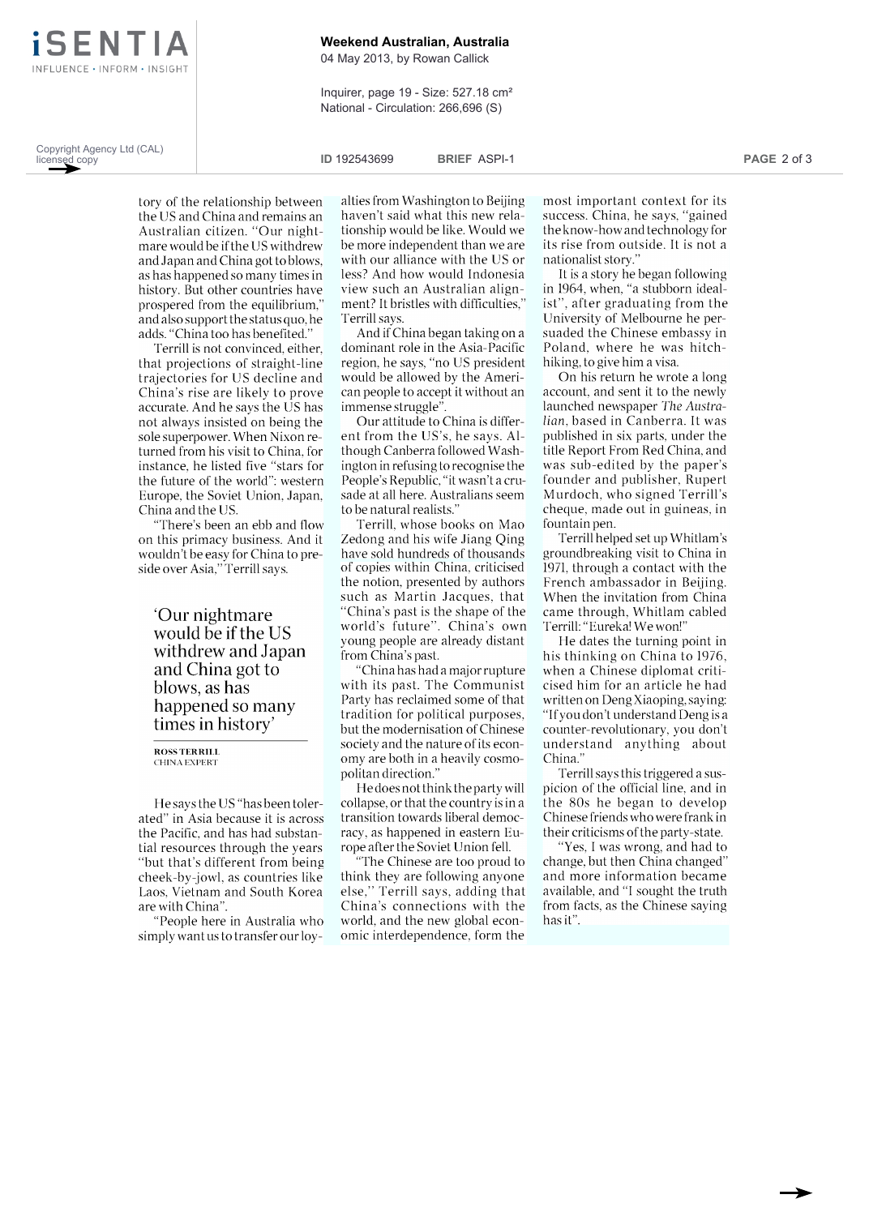tory of the relationship between the US and China and remains an Australian citizen. "Our nightmare would be if the US withdrew and Japan and China got to blows, as has happened so many times in history. But other countries have prospered from the equilibrium," and also support the status quo, he adds. "China too has benefited."

Terrill is not convinced, either, that projections of straight-line trajectories for US decline and China's rise are likely to prove accurate. And he says the US has not always insisted on being the sole superpower. When Nixon returned from his visit to China, for instance, he listed five "stars for the future of the world": western Europe, the Soviet Union, Japan, China and the US.

"There's been an ebb and flow on this primacy business. And it wouldn't be easy for China to preside over Asia," Terrill says.

> 'Our nightmare would be if the US withdrew and Japan and China got to blows, as has happened so many times in history'
>
> **ROSS TERRILL**
> CHINA EXPERT

He says the US "has been tolerated" in Asia because it is across the Pacific, and has had substantial resources through the years "but that's different from being cheek-by-jowl, as countries like Laos, Vietnam and South Korea are with China".

"People here in Australia who simply want us to transfer our loyalties from Washington to Beijing haven't said what this new relationship would be like. Would we be more independent than we are with our alliance with the US or less? And how would Indonesia view such an Australian alignment? It bristles with difficulties," Terrill says.

And if China began taking on a dominant role in the Asia-Pacific region, he says, "no US president would be allowed by the American people to accept it without an immense struggle".

Our attitude to China is different from the US's, he says. Although Canberra followed Washington in refusing to recognise the People's Republic, "it wasn't a crusade at all here. Australians seem to be natural realists."

Terrill, whose books on Mao Zedong and his wife Jiang Qing have sold hundreds of thousands of copies within China, criticised the notion, presented by authors such as Martin Jacques, that "China's past is the shape of the world's future". China's own young people are already distant from China's past.

"China has had a major rupture with its past. The Communist Party has reclaimed some of that tradition for political purposes, but the modernisation of Chinese society and the nature of its economy are both in a heavily cosmopolitan direction."

He does not think the party will collapse, or that the country is in a transition towards liberal democracy, as happened in eastern Europe after the Soviet Union fell.

"The Chinese are too proud to think they are following anyone else," Terrill says, adding that China's connections with the world, and the new global economic interdependence, form the most important context for its success. China, he says, "gained the know-how and technology for its rise from outside. It is not a nationalist story."

It is a story he began following in 1964, when, "a stubborn idealist", after graduating from the University of Melbourne he persuaded the Chinese embassy in Poland, where he was hitch-hiking, to give him a visa.

On his return he wrote a long account, and sent it to the newly launched newspaper *The Australian*, based in Canberra. It was published in six parts, under the title Report From Red China, and was sub-edited by the paper's founder and publisher, Rupert Murdoch, who signed Terrill's cheque, made out in guineas, in fountain pen.

Terrill helped set up Whitlam's groundbreaking visit to China in 1971, through a contact with the French ambassador in Beijing. When the invitation from China came through, Whitlam cabled Terrill: "Eureka! We won!"

He dates the turning point in his thinking on China to 1976, when a Chinese diplomat criticised him for an article he had written on Deng Xiaoping, saying: "If you don't understand Deng is a counter-revolutionary, you don't understand anything about China."

Terrill says this triggered a suspicion of the official line, and in the 80s he began to develop Chinese friends who were frank in their criticisms of the party-state.

"Yes, I was wrong, and had to change, but then China changed" and more information became available, and "I sought the truth from facts, as the Chinese saying has it".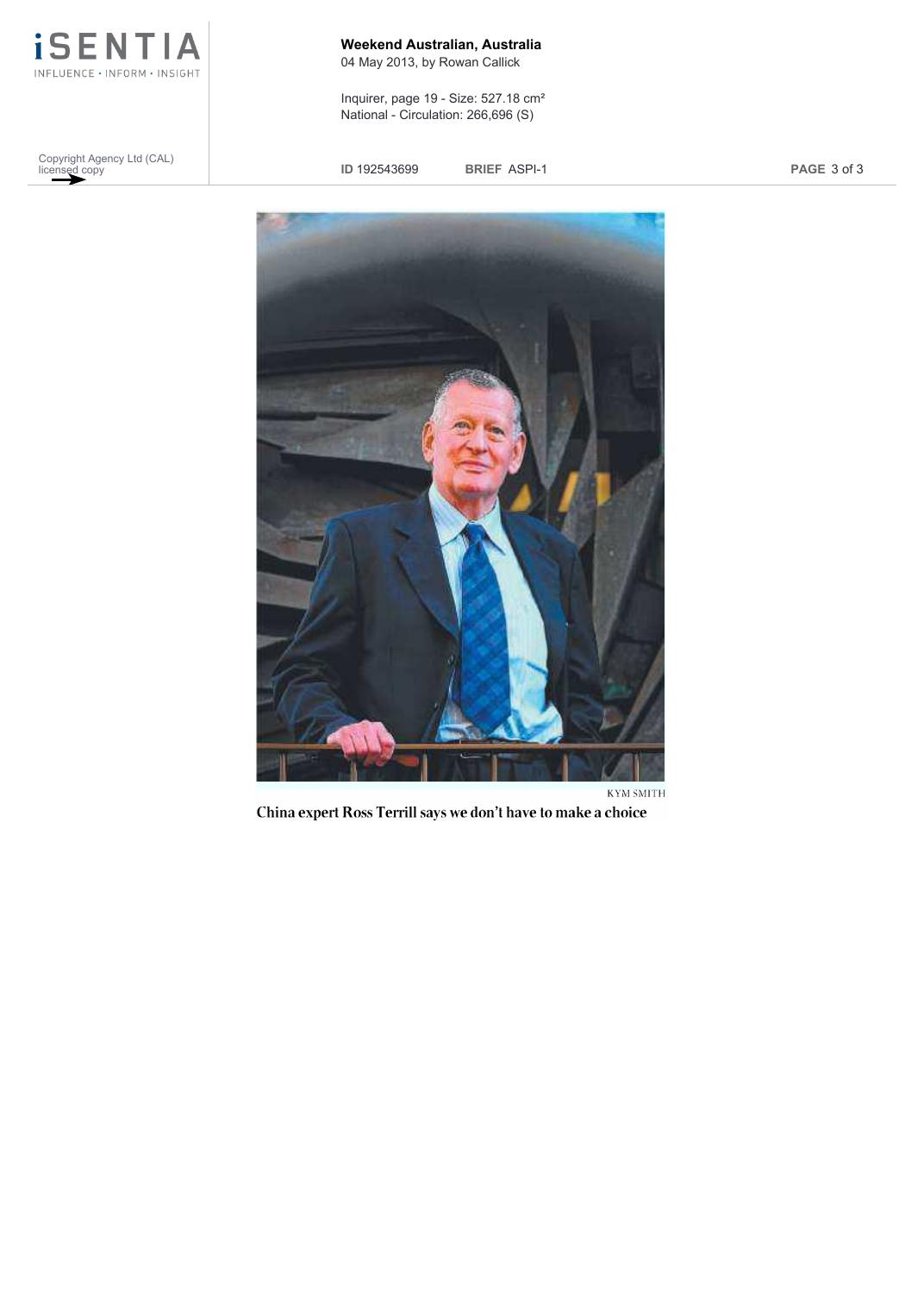KYM SMITH

China expert Ross Terrill says we don't have to make a choice